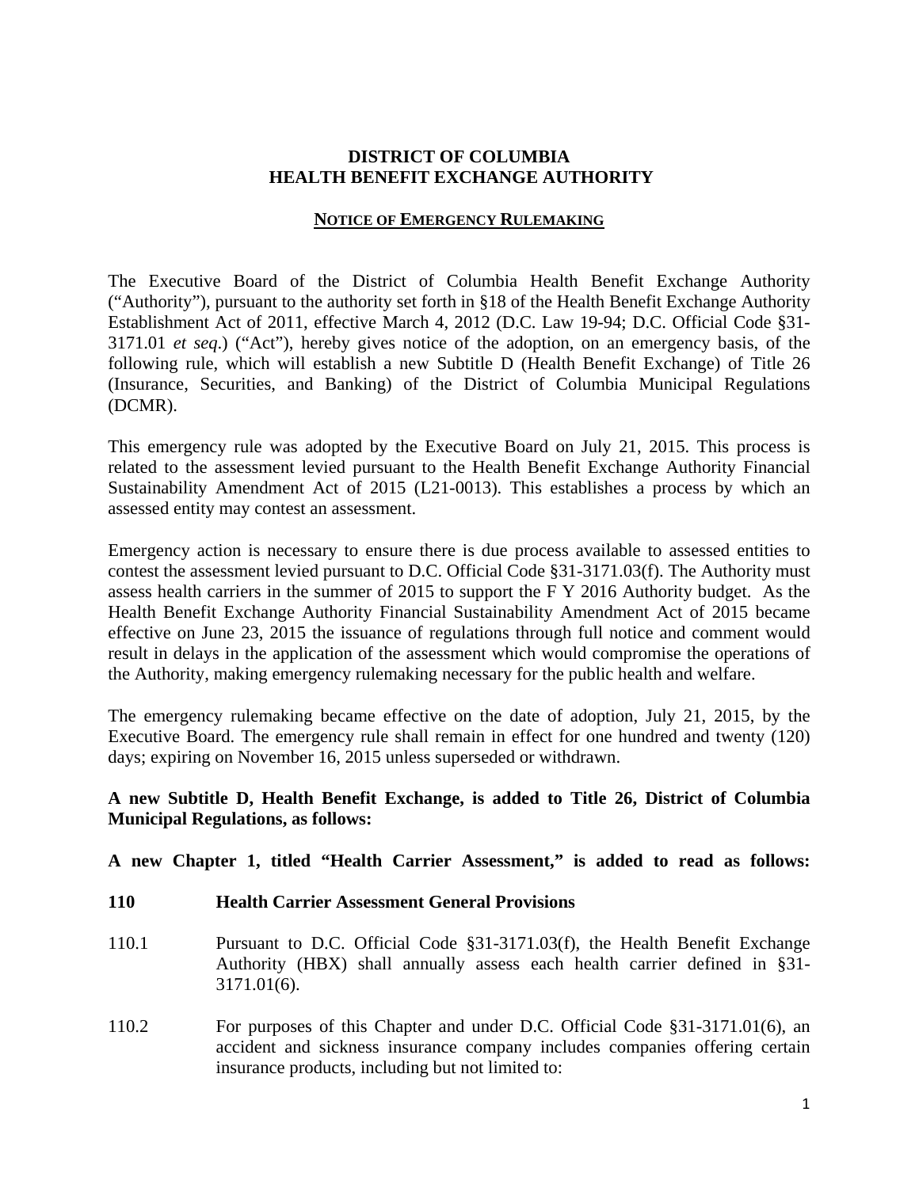# DISTRICT OF COLUMBIA
# HEALTH BENEFIT EXCHANGE AUTHORITY

## NOTICE OF EMERGENCY RULEMAKING

The Executive Board of the District of Columbia Health Benefit Exchange Authority ("Authority"), pursuant to the authority set forth in §18 of the Health Benefit Exchange Authority Establishment Act of 2011, effective March 4, 2012 (D.C. Law 19-94; D.C. Official Code §31-3171.01 *et seq*.) ("Act"), hereby gives notice of the adoption, on an emergency basis, of the following rule, which will establish a new Subtitle D (Health Benefit Exchange) of Title 26 (Insurance, Securities, and Banking) of the District of Columbia Municipal Regulations (DCMR).

This emergency rule was adopted by the Executive Board on July 21, 2015. This process is related to the assessment levied pursuant to the Health Benefit Exchange Authority Financial Sustainability Amendment Act of 2015 (L21-0013). This establishes a process by which an assessed entity may contest an assessment.

Emergency action is necessary to ensure there is due process available to assessed entities to contest the assessment levied pursuant to D.C. Official Code §31-3171.03(f). The Authority must assess health carriers in the summer of 2015 to support the F Y 2016 Authority budget. As the Health Benefit Exchange Authority Financial Sustainability Amendment Act of 2015 became effective on June 23, 2015 the issuance of regulations through full notice and comment would result in delays in the application of the assessment which would compromise the operations of the Authority, making emergency rulemaking necessary for the public health and welfare.

The emergency rulemaking became effective on the date of adoption, July 21, 2015, by the Executive Board. The emergency rule shall remain in effect for one hundred and twenty (120) days; expiring on November 16, 2015 unless superseded or withdrawn.

**A new Subtitle D, Health Benefit Exchange, is added to Title 26, District of Columbia Municipal Regulations, as follows:**

**A new Chapter 1, titled "Health Carrier Assessment," is added to read as follows:**

**110 Health Carrier Assessment General Provisions**

110.1 Pursuant to D.C. Official Code §31-3171.03(f), the Health Benefit Exchange Authority (HBX) shall annually assess each health carrier defined in §31-3171.01(6).

110.2 For purposes of this Chapter and under D.C. Official Code §31-3171.01(6), an accident and sickness insurance company includes companies offering certain insurance products, including but not limited to: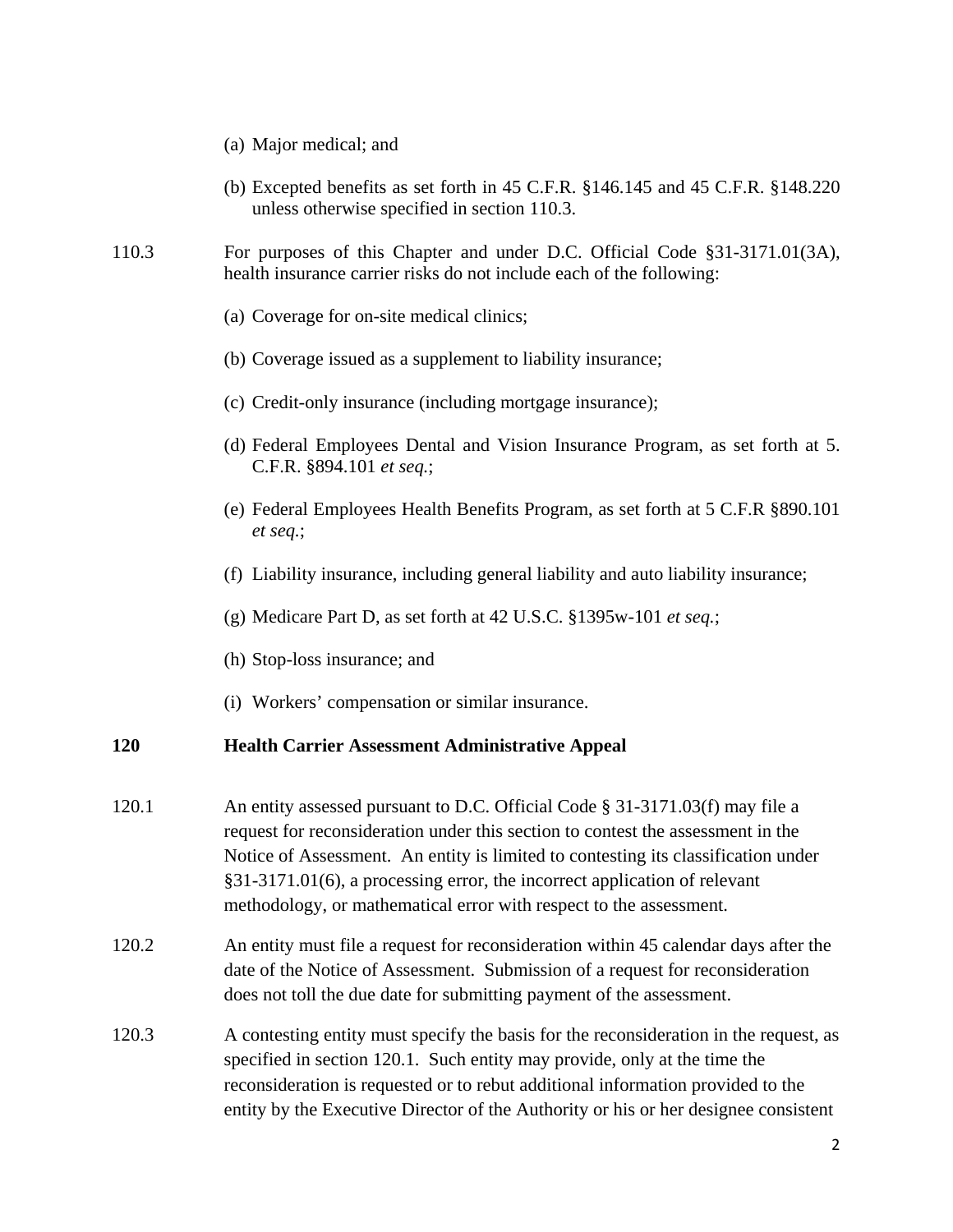(a) Major medical; and

(b) Excepted benefits as set forth in 45 C.F.R. §146.145 and 45 C.F.R. §148.220 unless otherwise specified in section 110.3.

110.3 For purposes of this Chapter and under D.C. Official Code §31-3171.01(3A), health insurance carrier risks do not include each of the following:

(a) Coverage for on-site medical clinics;

(b) Coverage issued as a supplement to liability insurance;

(c) Credit-only insurance (including mortgage insurance);

(d) Federal Employees Dental and Vision Insurance Program, as set forth at 5. C.F.R. §894.101 *et seq.*;

(e) Federal Employees Health Benefits Program, as set forth at 5 C.F.R §890.101 *et seq.*;

(f) Liability insurance, including general liability and auto liability insurance;

(g) Medicare Part D, as set forth at 42 U.S.C. §1395w-101 *et seq.*;

(h) Stop-loss insurance; and

(i) Workers' compensation or similar insurance.

**120 Health Carrier Assessment Administrative Appeal**

120.1 An entity assessed pursuant to D.C. Official Code § 31-3171.03(f) may file a request for reconsideration under this section to contest the assessment in the Notice of Assessment. An entity is limited to contesting its classification under §31-3171.01(6), a processing error, the incorrect application of relevant methodology, or mathematical error with respect to the assessment.

120.2 An entity must file a request for reconsideration within 45 calendar days after the date of the Notice of Assessment. Submission of a request for reconsideration does not toll the due date for submitting payment of the assessment.

120.3 A contesting entity must specify the basis for the reconsideration in the request, as specified in section 120.1. Such entity may provide, only at the time the reconsideration is requested or to rebut additional information provided to the entity by the Executive Director of the Authority or his or her designee consistent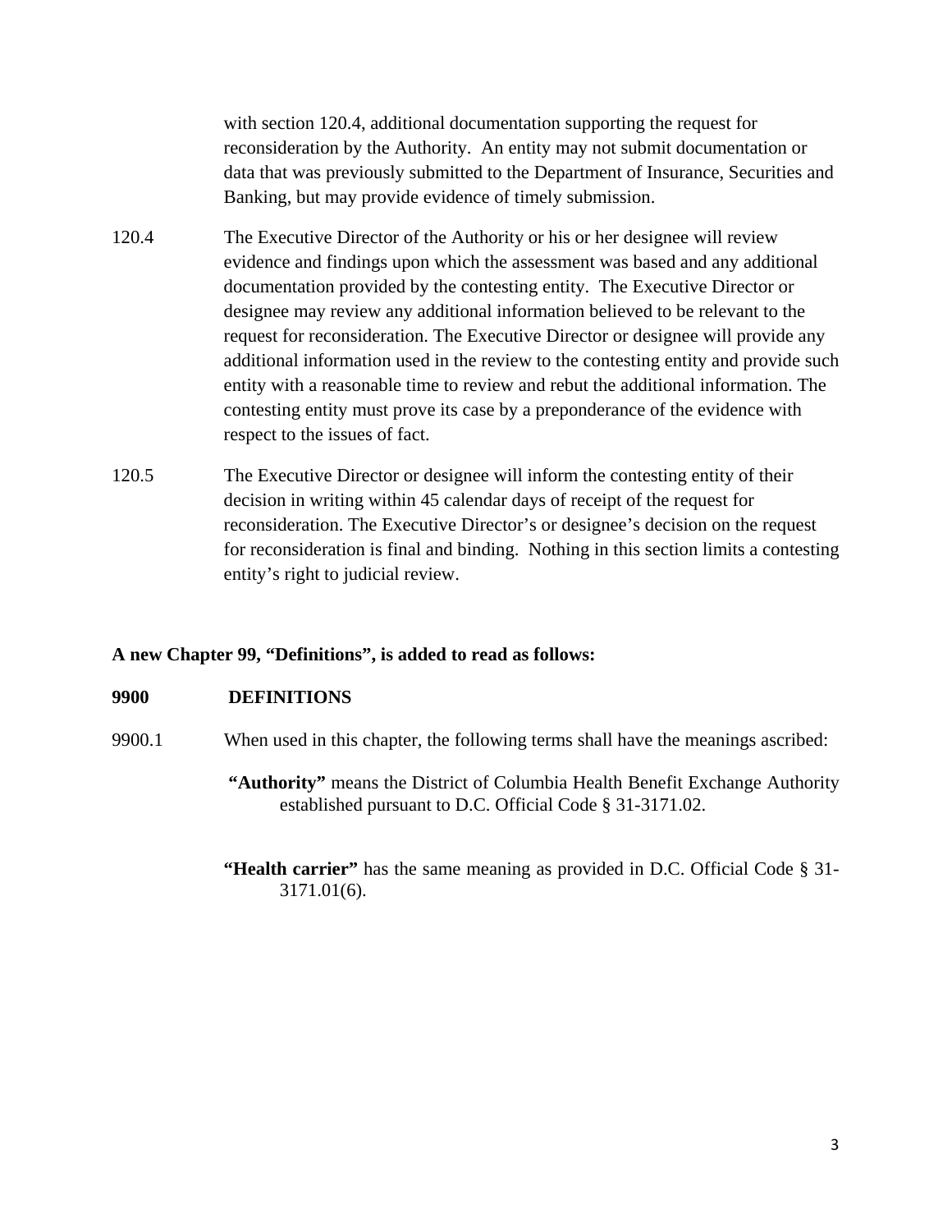with section 120.4, additional documentation supporting the request for reconsideration by the Authority. An entity may not submit documentation or data that was previously submitted to the Department of Insurance, Securities and Banking, but may provide evidence of timely submission.

120.4 The Executive Director of the Authority or his or her designee will review evidence and findings upon which the assessment was based and any additional documentation provided by the contesting entity. The Executive Director or designee may review any additional information believed to be relevant to the request for reconsideration. The Executive Director or designee will provide any additional information used in the review to the contesting entity and provide such entity with a reasonable time to review and rebut the additional information. The contesting entity must prove its case by a preponderance of the evidence with respect to the issues of fact.

120.5 The Executive Director or designee will inform the contesting entity of their decision in writing within 45 calendar days of receipt of the request for reconsideration. The Executive Director's or designee's decision on the request for reconsideration is final and binding. Nothing in this section limits a contesting entity's right to judicial review.

**A new Chapter 99, "Definitions", is added to read as follows:**

**9900 DEFINITIONS**

9900.1 When used in this chapter, the following terms shall have the meanings ascribed:

**"Authority"** means the District of Columbia Health Benefit Exchange Authority established pursuant to D.C. Official Code § 31-3171.02.

**"Health carrier"** has the same meaning as provided in D.C. Official Code § 31-3171.01(6).